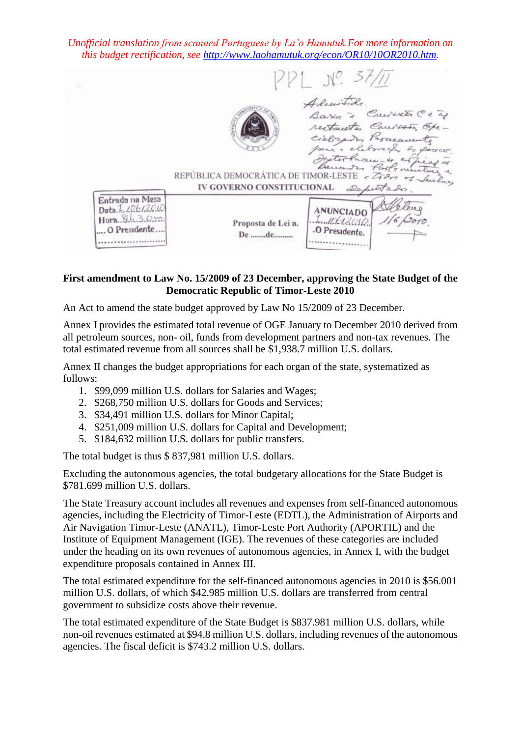*Unofficial translation from scanned Portuguese by La'o Hamutuk.For more information on this budget rectification, see http://www.laohamutuk.org/econ/OR10/10OR2010.htm.*

PPL Nº 37/II

Admitido. Baixa à Comissão C e às restantes Comissões Especializadas Permanentes para a elaboração do parecer. Distribua-se cópias às Bancadas Parlamentares e todos os Deputados.

REPÚBLICA DEMOCRÁTICA DE TIMOR-LESTE

IV GOVERNO CONSTITUCIONAL

Entrada na Mesa
Data 1/06/2010
Hora 9h30m
.... O Presidente ....

Proposta de Lei n.
De .......de.........

ANUNCIADO
1/06/2010
.O Presidente.

1/6/2010

**First amendment to Law No. 15/2009 of 23 December, approving the State Budget of the Democratic Republic of Timor-Leste 2010**

An Act to amend the state budget approved by Law No 15/2009 of 23 December.

Annex I provides the estimated total revenue of OGE January to December 2010 derived from all petroleum sources, non- oil, funds from development partners and non-tax revenues. The total estimated revenue from all sources shall be $1,938.7 million U.S. dollars.

Annex II changes the budget appropriations for each organ of the state, systematized as follows:

1. $99,099 million U.S. dollars for Salaries and Wages;
2. $268,750 million U.S. dollars for Goods and Services;
3. $34,491 million U.S. dollars for Minor Capital;
4. $251,009 million U.S. dollars for Capital and Development;
5. $184,632 million U.S. dollars for public transfers.

The total budget is thus $ 837,981 million U.S. dollars.

Excluding the autonomous agencies, the total budgetary allocations for the State Budget is $781.699 million U.S. dollars.

The State Treasury account includes all revenues and expenses from self-financed autonomous agencies, including the Electricity of Timor-Leste (EDTL), the Administration of Airports and Air Navigation Timor-Leste (ANATL), Timor-Leste Port Authority (APORTIL) and the Institute of Equipment Management (IGE). The revenues of these categories are included under the heading on its own revenues of autonomous agencies, in Annex I, with the budget expenditure proposals contained in Annex III.

The total estimated expenditure for the self-financed autonomous agencies in 2010 is $56.001 million U.S. dollars, of which $42.985 million U.S. dollars are transferred from central government to subsidize costs above their revenue.

The total estimated expenditure of the State Budget is $837.981 million U.S. dollars, while non-oil revenues estimated at $94.8 million U.S. dollars, including revenues of the autonomous agencies. The fiscal deficit is $743.2 million U.S. dollars.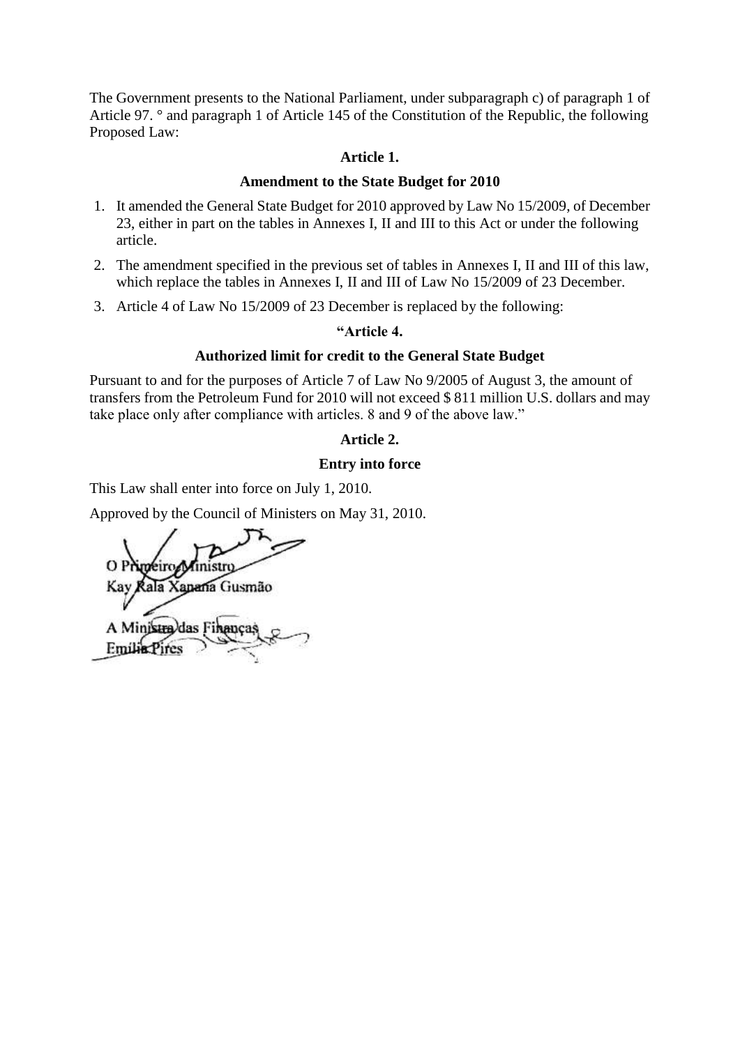The Government presents to the National Parliament, under subparagraph c) of paragraph 1 of Article 97. ° and paragraph 1 of Article 145 of the Constitution of the Republic, the following Proposed Law:

**Article 1.**

**Amendment to the State Budget for 2010**

1. It amended the General State Budget for 2010 approved by Law No 15/2009, of December 23, either in part on the tables in Annexes I, II and III to this Act or under the following article.
2. The amendment specified in the previous set of tables in Annexes I, II and III of this law, which replace the tables in Annexes I, II and III of Law No 15/2009 of 23 December.
3. Article 4 of Law No 15/2009 of 23 December is replaced by the following:

**"Article 4.**

**Authorized limit for credit to the General State Budget**

Pursuant to and for the purposes of Article 7 of Law No 9/2005 of August 3, the amount of transfers from the Petroleum Fund for 2010 will not exceed $ 811 million U.S. dollars and may take place only after compliance with articles. 8 and 9 of the above law."

**Article 2.**

**Entry into force**

This Law shall enter into force on July 1, 2010.

Approved by the Council of Ministers on May 31, 2010.

O Primeiro Ministro
Kay Rala Xanana Gusmão

A Ministra das Finanças
Emilia Pires